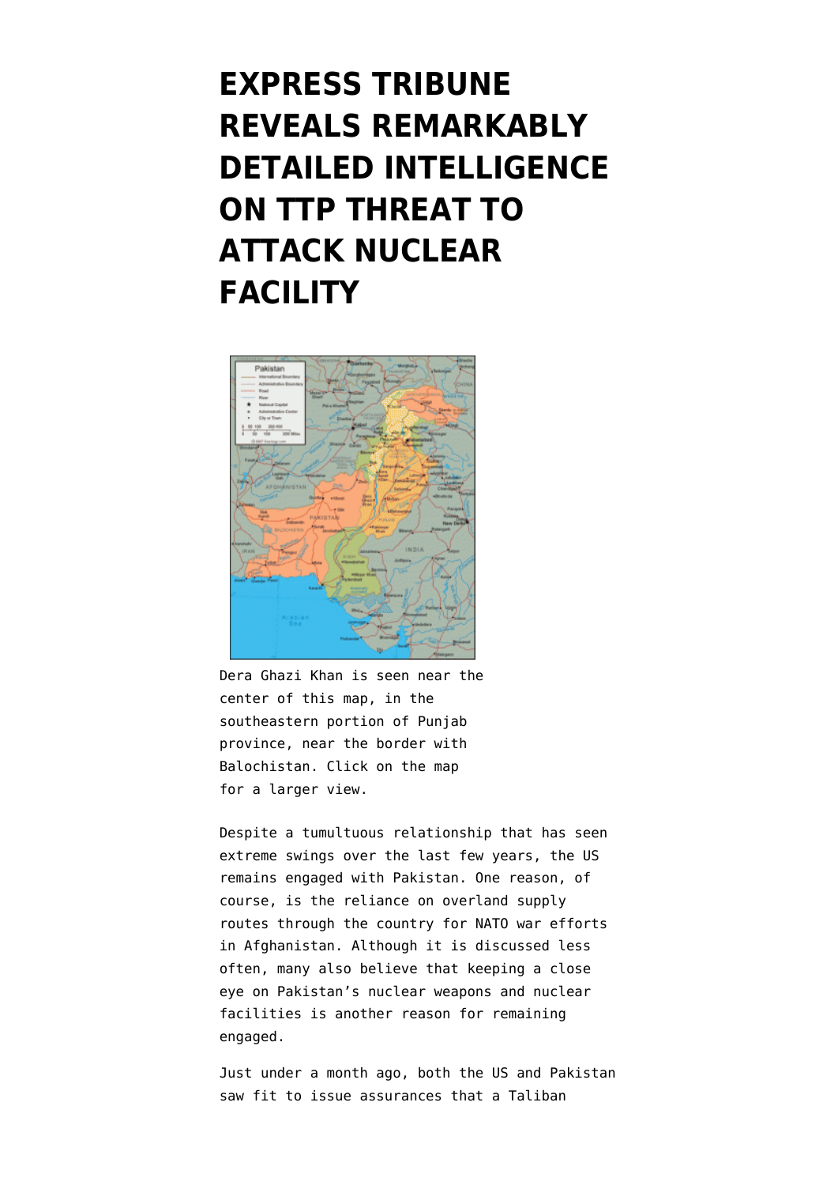# EXPRESS TRIBUNE REVEALS REMARKABLY DETAILED INTELLIGENCE ON TTP THREAT TO ATTACK NUCLEAR FACILITY

Dera Ghazi Khan is seen near the center of this map, in the southeastern portion of Punjab province, near the border with Balochistan. Click on the map for a larger view.

Despite a tumultuous relationship that has seen extreme swings over the last few years, the US remains engaged with Pakistan. One reason, of course, is the reliance on overland supply routes through the country for NATO war efforts in Afghanistan. Although it is discussed less often, many also believe that keeping a close eye on Pakistan's nuclear weapons and nuclear facilities is another reason for remaining engaged.

Just under a month ago, both the US and Pakistan saw fit to issue assurances that a Taliban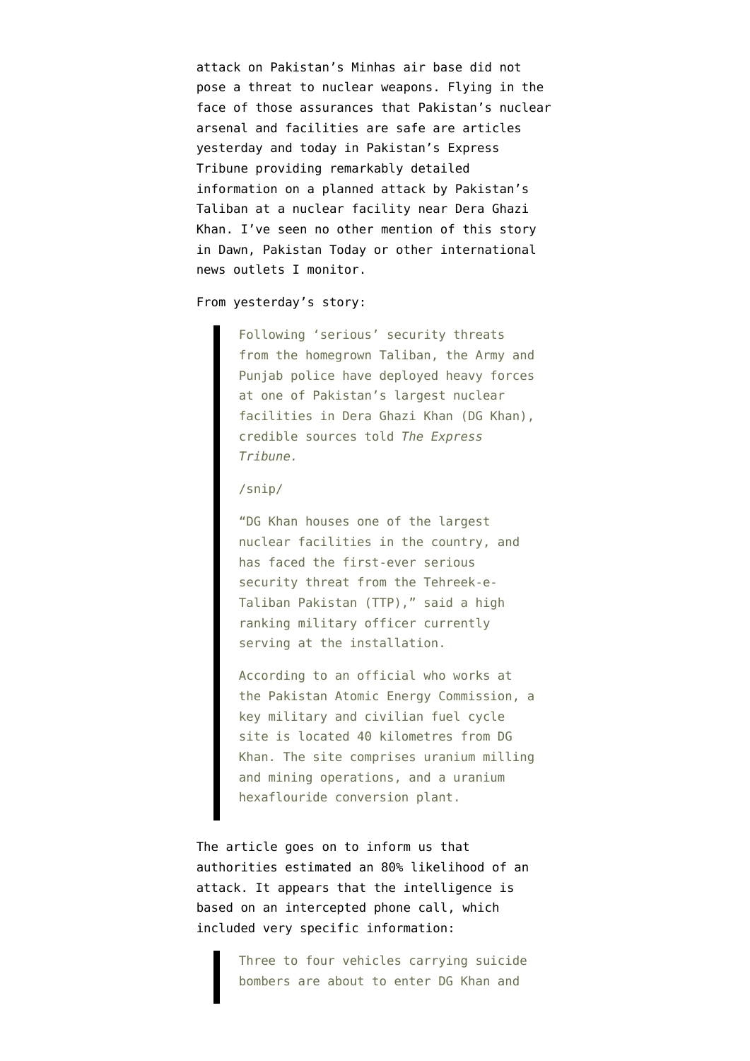attack on Pakistan's Minhas air base did not pose a threat to nuclear weapons. Flying in the face of those assurances that Pakistan's nuclear arsenal and facilities are safe are articles yesterday and today in Pakistan's Express Tribune providing remarkably detailed information on a planned attack by Pakistan's Taliban at a nuclear facility near Dera Ghazi Khan. I've seen no other mention of this story in Dawn, Pakistan Today or other international news outlets I monitor.

From yesterday's story:

> Following 'serious' security threats from the homegrown Taliban, the Army and Punjab police have deployed heavy forces at one of Pakistan's largest nuclear facilities in Dera Ghazi Khan (DG Khan), credible sources told *The Express Tribune.*
>
> /snip/
>
> "DG Khan houses one of the largest nuclear facilities in the country, and has faced the first-ever serious security threat from the Tehreek-e-Taliban Pakistan (TTP)," said a high ranking military officer currently serving at the installation.
>
> According to an official who works at the Pakistan Atomic Energy Commission, a key military and civilian fuel cycle site is located 40 kilometres from DG Khan. The site comprises uranium milling and mining operations, and a uranium hexaflouride conversion plant.

The article goes on to inform us that authorities estimated an 80% likelihood of an attack. It appears that the intelligence is based on an intercepted phone call, which included very specific information:

> Three to four vehicles carrying suicide bombers are about to enter DG Khan and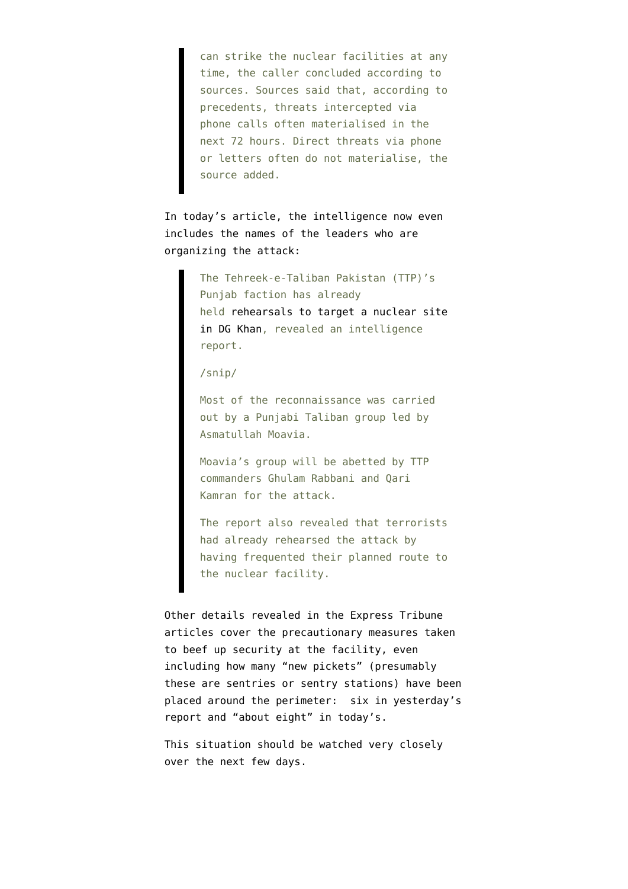> can strike the nuclear facilities at any time, the caller concluded according to sources. Sources said that, according to precedents, threats intercepted via phone calls often materialised in the next 72 hours. Direct threats via phone or letters often do not materialise, the source added.

In today's article, the intelligence now even includes the names of the leaders who are organizing the attack:

> The Tehreek-e-Taliban Pakistan (TTP)'s Punjab faction has already held rehearsals to target a nuclear site in DG Khan, revealed an intelligence report.
>
> /snip/
>
> Most of the reconnaissance was carried out by a Punjabi Taliban group led by Asmatullah Moavia.
>
> Moavia's group will be abetted by TTP commanders Ghulam Rabbani and Qari Kamran for the attack.
>
> The report also revealed that terrorists had already rehearsed the attack by having frequented their planned route to the nuclear facility.

Other details revealed in the Express Tribune articles cover the precautionary measures taken to beef up security at the facility, even including how many "new pickets" (presumably these are sentries or sentry stations) have been placed around the perimeter: six in yesterday's report and "about eight" in today's.

This situation should be watched very closely over the next few days.